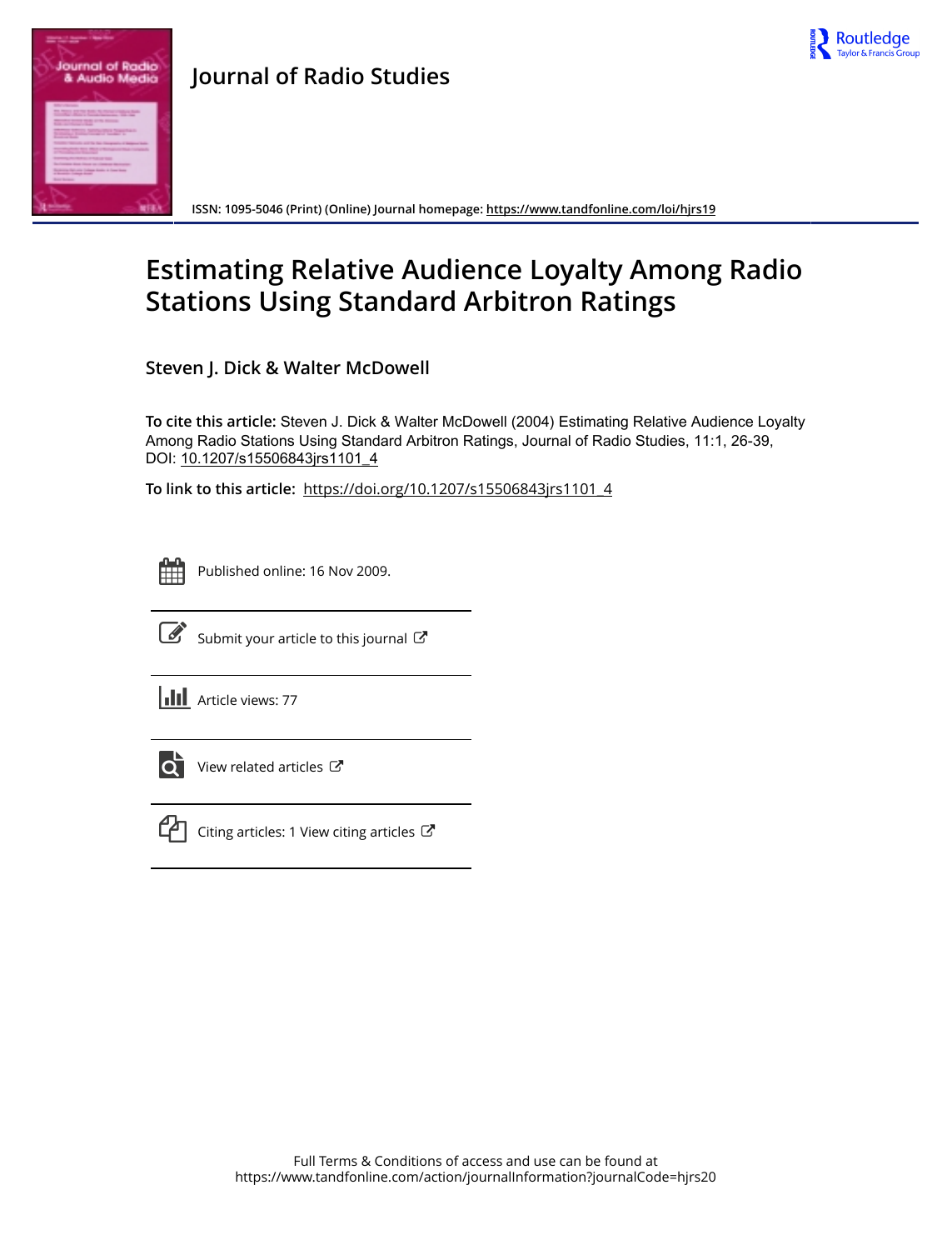# Journal of Radio Studies

ISSN: 1095-5046 (Print) (Online) Journal homepage: https://www.tandfonline.com/loi/hjrs19

# Estimating Relative Audience Loyalty Among Radio Stations Using Standard Arbitron Ratings

**Steven J. Dick & Walter McDowell**

**To cite this article:** Steven J. Dick & Walter McDowell (2004) Estimating Relative Audience Loyalty Among Radio Stations Using Standard Arbitron Ratings, Journal of Radio Studies, 11:1, 26-39, DOI: 10.1207/s15506843jrs1101_4

**To link to this article:** https://doi.org/10.1207/s15506843jrs1101_4

Published online: 16 Nov 2009.

Submit your article to this journal

Article views: 77

View related articles

Citing articles: 1 View citing articles

Full Terms & Conditions of access and use can be found at https://www.tandfonline.com/action/journalInformation?journalCode=hjrs20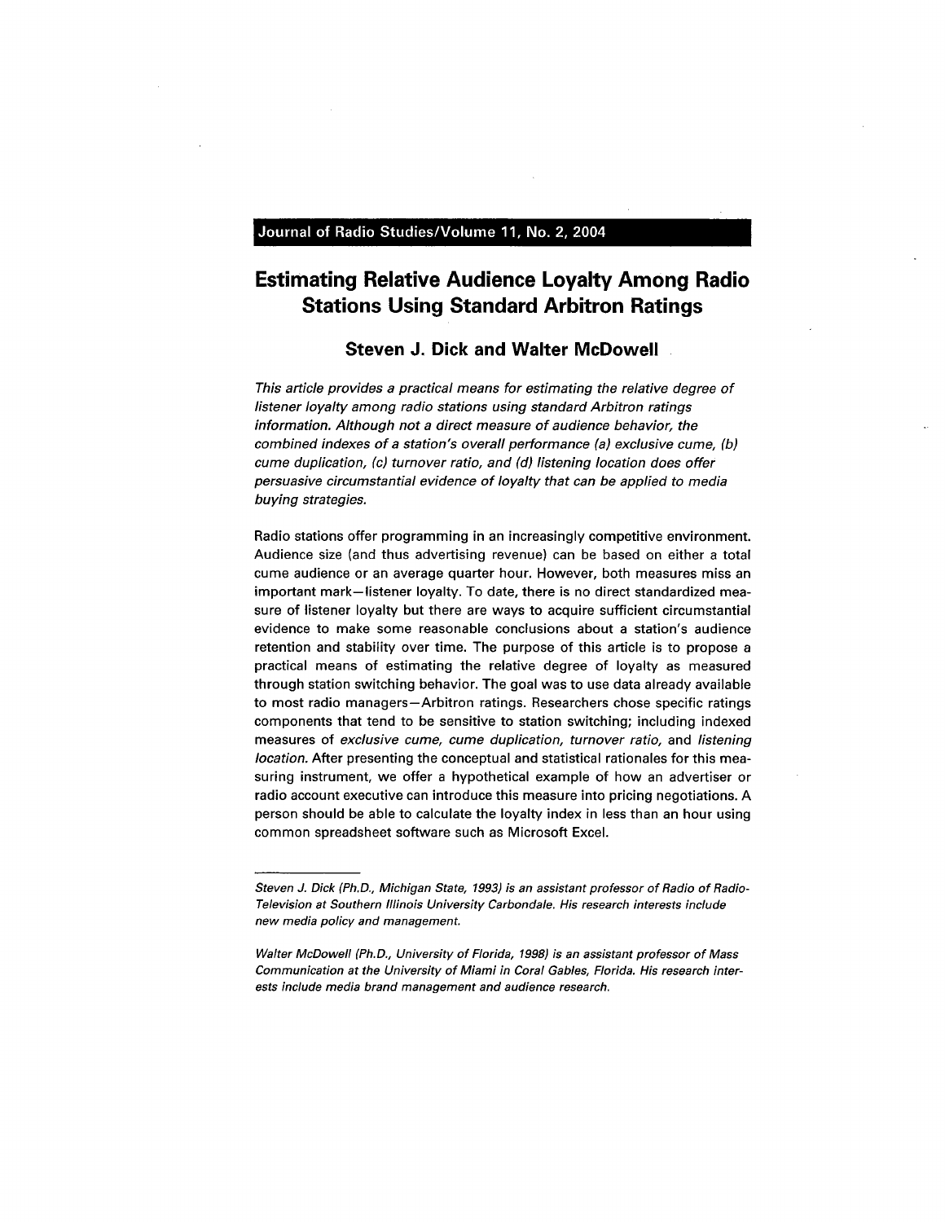# Estimating Relative Audience Loyalty Among Radio Stations Using Standard Arbitron Ratings

## Steven J. Dick and Walter McDowell

*This article provides a practical means for estimating the relative degree of listener loyalty among radio stations using standard Arbitron ratings information. Although not a direct measure of audience behavior, the combined indexes of a station's overall performance (a) exclusive cume, (b) cume duplication, (c) turnover ratio, and (d) listening location does offer persuasive circumstantial evidence of loyalty that can be applied to media buying strategies.*

Radio stations offer programming in an increasingly competitive environment. Audience size (and thus advertising revenue) can be based on either a total cume audience or an average quarter hour. However, both measures miss an important mark—listener loyalty. To date, there is no direct standardized measure of listener loyalty but there are ways to acquire sufficient circumstantial evidence to make some reasonable conclusions about a station's audience retention and stability over time. The purpose of this article is to propose a practical means of estimating the relative degree of loyalty as measured through station switching behavior. The goal was to use data already available to most radio managers—Arbitron ratings. Researchers chose specific ratings components that tend to be sensitive to station switching; including indexed measures of *exclusive cume, cume duplication, turnover ratio,* and *listening location.* After presenting the conceptual and statistical rationales for this measuring instrument, we offer a hypothetical example of how an advertiser or radio account executive can introduce this measure into pricing negotiations. A person should be able to calculate the loyalty index in less than an hour using common spreadsheet software such as Microsoft Excel.

---

*Steven J. Dick (Ph.D., Michigan State, 1993) is an assistant professor of Radio of Radio-Television at Southern Illinois University Carbondale. His research interests include new media policy and management.*

*Walter McDowell (Ph.D., University of Florida, 1998) is an assistant professor of Mass Communication at the University of Miami in Coral Gables, Florida. His research interests include media brand management and audience research.*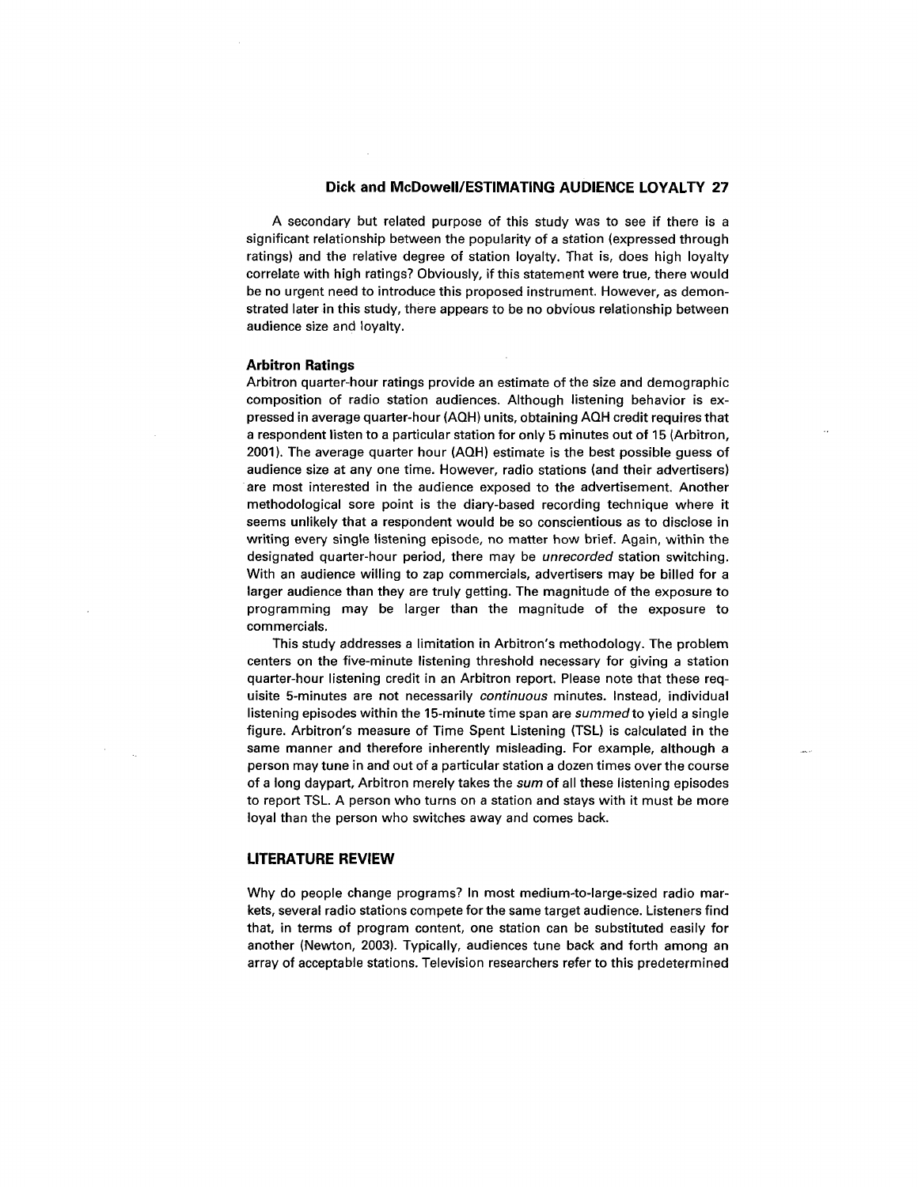A secondary but related purpose of this study was to see if there is a significant relationship between the popularity of a station (expressed through ratings) and the relative degree of station loyalty. That is, does high loyalty correlate with high ratings? Obviously, if this statement were true, there would be no urgent need to introduce this proposed instrument. However, as demonstrated later in this study, there appears to be no obvious relationship between audience size and loyalty.

### Arbitron Ratings

Arbitron quarter-hour ratings provide an estimate of the size and demographic composition of radio station audiences. Although listening behavior is expressed in average quarter-hour (AQH) units, obtaining AQH credit requires that a respondent listen to a particular station for only 5 minutes out of 15 (Arbitron, 2001). The average quarter hour (AQH) estimate is the best possible guess of audience size at any one time. However, radio stations (and their advertisers) are most interested in the audience exposed to the advertisement. Another methodological sore point is the diary-based recording technique where it seems unlikely that a respondent would be so conscientious as to disclose in writing every single listening episode, no matter how brief. Again, within the designated quarter-hour period, there may be *unrecorded* station switching. With an audience willing to zap commercials, advertisers may be billed for a larger audience than they are truly getting. The magnitude of the exposure to programming may be larger than the magnitude of the exposure to commercials.

This study addresses a limitation in Arbitron's methodology. The problem centers on the five-minute listening threshold necessary for giving a station quarter-hour listening credit in an Arbitron report. Please note that these requisite 5-minutes are not necessarily *continuous* minutes. Instead, individual listening episodes within the 15-minute time span are *summed* to yield a single figure. Arbitron's measure of Time Spent Listening (TSL) is calculated in the same manner and therefore inherently misleading. For example, although a person may tune in and out of a particular station a dozen times over the course of a long daypart, Arbitron merely takes the *sum* of all these listening episodes to report TSL. A person who turns on a station and stays with it must be more loyal than the person who switches away and comes back.

## LITERATURE REVIEW

Why do people change programs? In most medium-to-large-sized radio markets, several radio stations compete for the same target audience. Listeners find that, in terms of program content, one station can be substituted easily for another (Newton, 2003). Typically, audiences tune back and forth among an array of acceptable stations. Television researchers refer to this predetermined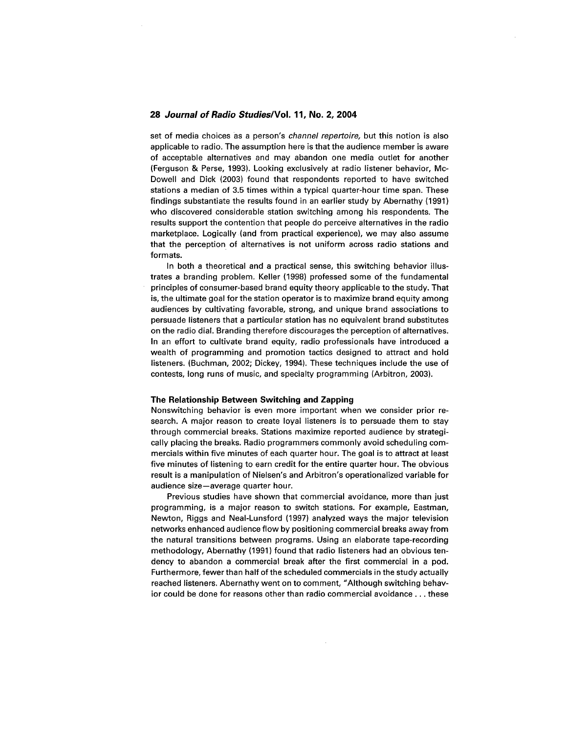set of media choices as a person's *channel repertoire,* but this notion is also applicable to radio. The assumption here is that the audience member is aware of acceptable alternatives and may abandon one media outlet for another (Ferguson & Perse, 1993). Looking exclusively at radio listener behavior, McDowell and Dick (2003) found that respondents reported to have switched stations a median of 3.5 times within a typical quarter-hour time span. These findings substantiate the results found in an earlier study by Abernathy (1991) who discovered considerable station switching among his respondents. The results support the contention that people do perceive alternatives in the radio marketplace. Logically (and from practical experience), we may also assume that the perception of alternatives is not uniform across radio stations and formats.

In both a theoretical and a practical sense, this switching behavior illustrates a branding problem. Keller (1998) professed some of the fundamental principles of consumer-based brand equity theory applicable to the study. That is, the ultimate goal for the station operator is to maximize brand equity among audiences by cultivating favorable, strong, and unique brand associations to persuade listeners that a particular station has no equivalent brand substitutes on the radio dial. Branding therefore discourages the perception of alternatives. In an effort to cultivate brand equity, radio professionals have introduced a wealth of programming and promotion tactics designed to attract and hold listeners. (Buchman, 2002; Dickey, 1994). These techniques include the use of contests, long runs of music, and specialty programming (Arbitron, 2003).

### The Relationship Between Switching and Zapping

Nonswitching behavior is even more important when we consider prior research. A major reason to create loyal listeners is to persuade them to stay through commercial breaks. Stations maximize reported audience by strategically placing the breaks. Radio programmers commonly avoid scheduling commercials within five minutes of each quarter hour. The goal is to attract at least five minutes of listening to earn credit for the entire quarter hour. The obvious result is a manipulation of Nielsen's and Arbitron's operationalized variable for audience size—average quarter hour.

Previous studies have shown that commercial avoidance, more than just programming, is a major reason to switch stations. For example, Eastman, Newton, Riggs and Neal-Lunsford (1997) analyzed ways the major television networks enhanced audience flow by positioning commercial breaks away from the natural transitions between programs. Using an elaborate tape-recording methodology, Abernathy (1991) found that radio listeners had an obvious tendency to abandon a commercial break after the first commercial in a pod. Furthermore, fewer than half of the scheduled commercials in the study actually reached listeners. Abernathy went on to comment, "Although switching behavior could be done for reasons other than radio commercial avoidance . . . these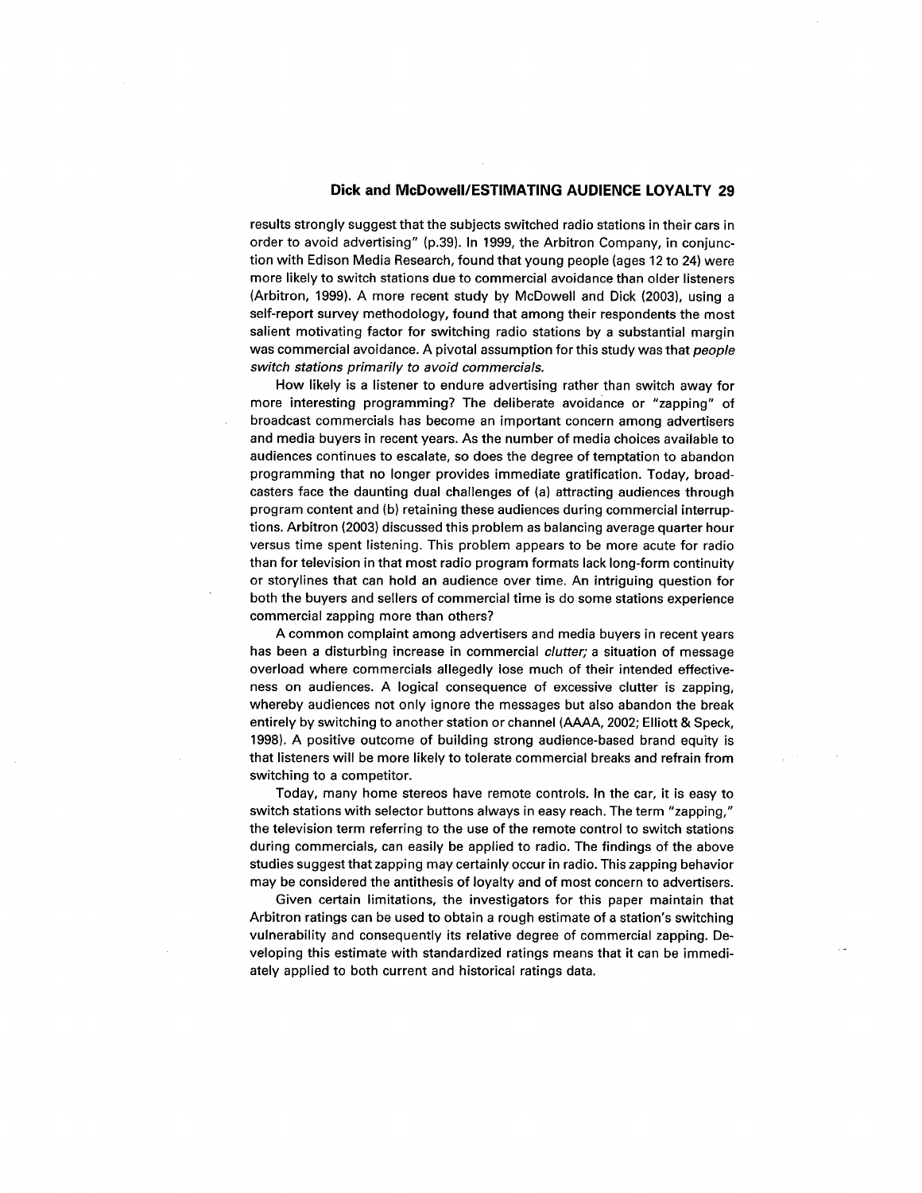results strongly suggest that the subjects switched radio stations in their cars in order to avoid advertising" (p.39). In 1999, the Arbitron Company, in conjunction with Edison Media Research, found that young people (ages 12 to 24) were more likely to switch stations due to commercial avoidance than older listeners (Arbitron, 1999). A more recent study by McDowell and Dick (2003), using a self-report survey methodology, found that among their respondents the most salient motivating factor for switching radio stations by a substantial margin was commercial avoidance. A pivotal assumption for this study was that *people switch stations primarily to avoid commercials.*

How likely is a listener to endure advertising rather than switch away for more interesting programming? The deliberate avoidance or "zapping" of broadcast commercials has become an important concern among advertisers and media buyers in recent years. As the number of media choices available to audiences continues to escalate, so does the degree of temptation to abandon programming that no longer provides immediate gratification. Today, broadcasters face the daunting dual challenges of (a) attracting audiences through program content and (b) retaining these audiences during commercial interruptions. Arbitron (2003) discussed this problem as balancing average quarter hour versus time spent listening. This problem appears to be more acute for radio than for television in that most radio program formats lack long-form continuity or storylines that can hold an audience over time. An intriguing question for both the buyers and sellers of commercial time is do some stations experience commercial zapping more than others?

A common complaint among advertisers and media buyers in recent years has been a disturbing increase in commercial *clutter;* a situation of message overload where commercials allegedly lose much of their intended effectiveness on audiences. A logical consequence of excessive clutter is zapping, whereby audiences not only ignore the messages but also abandon the break entirely by switching to another station or channel (AAAA, 2002; Elliott & Speck, 1998). A positive outcome of building strong audience-based brand equity is that listeners will be more likely to tolerate commercial breaks and refrain from switching to a competitor.

Today, many home stereos have remote controls. In the car, it is easy to switch stations with selector buttons always in easy reach. The term "zapping," the television term referring to the use of the remote control to switch stations during commercials, can easily be applied to radio. The findings of the above studies suggest that zapping may certainly occur in radio. This zapping behavior may be considered the antithesis of loyalty and of most concern to advertisers.

Given certain limitations, the investigators for this paper maintain that Arbitron ratings can be used to obtain a rough estimate of a station's switching vulnerability and consequently its relative degree of commercial zapping. Developing this estimate with standardized ratings means that it can be immediately applied to both current and historical ratings data.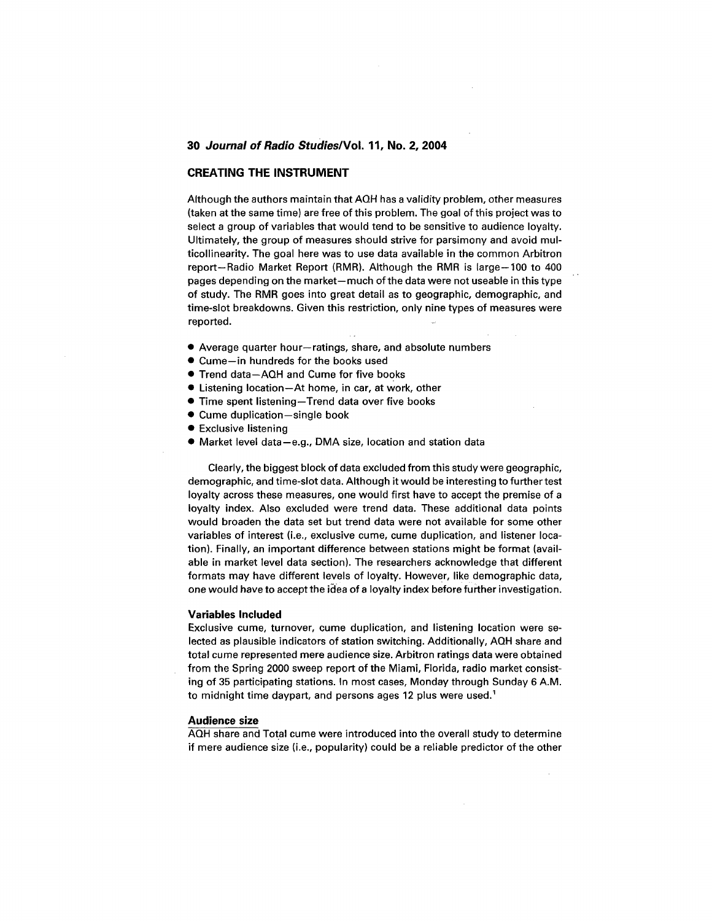## CREATING THE INSTRUMENT

Although the authors maintain that AQH has a validity problem, other measures (taken at the same time) are free of this problem. The goal of this project was to select a group of variables that would tend to be sensitive to audience loyalty. Ultimately, the group of measures should strive for parsimony and avoid multicollinearity. The goal here was to use data available in the common Arbitron report—Radio Market Report (RMR). Although the RMR is large—100 to 400 pages depending on the market—much of the data were not useable in this type of study. The RMR goes into great detail as to geographic, demographic, and time-slot breakdowns. Given this restriction, only nine types of measures were reported.

- Average quarter hour—ratings, share, and absolute numbers
- Cume—in hundreds for the books used
- Trend data—AQH and Cume for five books
- Listening location—At home, in car, at work, other
- Time spent listening—Trend data over five books
- Cume duplication—single book
- Exclusive listening
- Market level data—e.g., DMA size, location and station data

Clearly, the biggest block of data excluded from this study were geographic, demographic, and time-slot data. Although it would be interesting to further test loyalty across these measures, one would first have to accept the premise of a loyalty index. Also excluded were trend data. These additional data points would broaden the data set but trend data were not available for some other variables of interest (i.e., exclusive cume, cume duplication, and listener location). Finally, an important difference between stations might be format (available in market level data section). The researchers acknowledge that different formats may have different levels of loyalty. However, like demographic data, one would have to accept the idea of a loyalty index before further investigation.

### Variables Included

Exclusive cume, turnover, cume duplication, and listening location were selected as plausible indicators of station switching. Additionally, AQH share and total cume represented mere audience size. Arbitron ratings data were obtained from the Spring 2000 sweep report of the Miami, Florida, radio market consisting of 35 participating stations. In most cases, Monday through Sunday 6 A.M. to midnight time daypart, and persons ages 12 plus were used.[1]

### Audience size

AQH share and Total cume were introduced into the overall study to determine if mere audience size (i.e., popularity) could be a reliable predictor of the other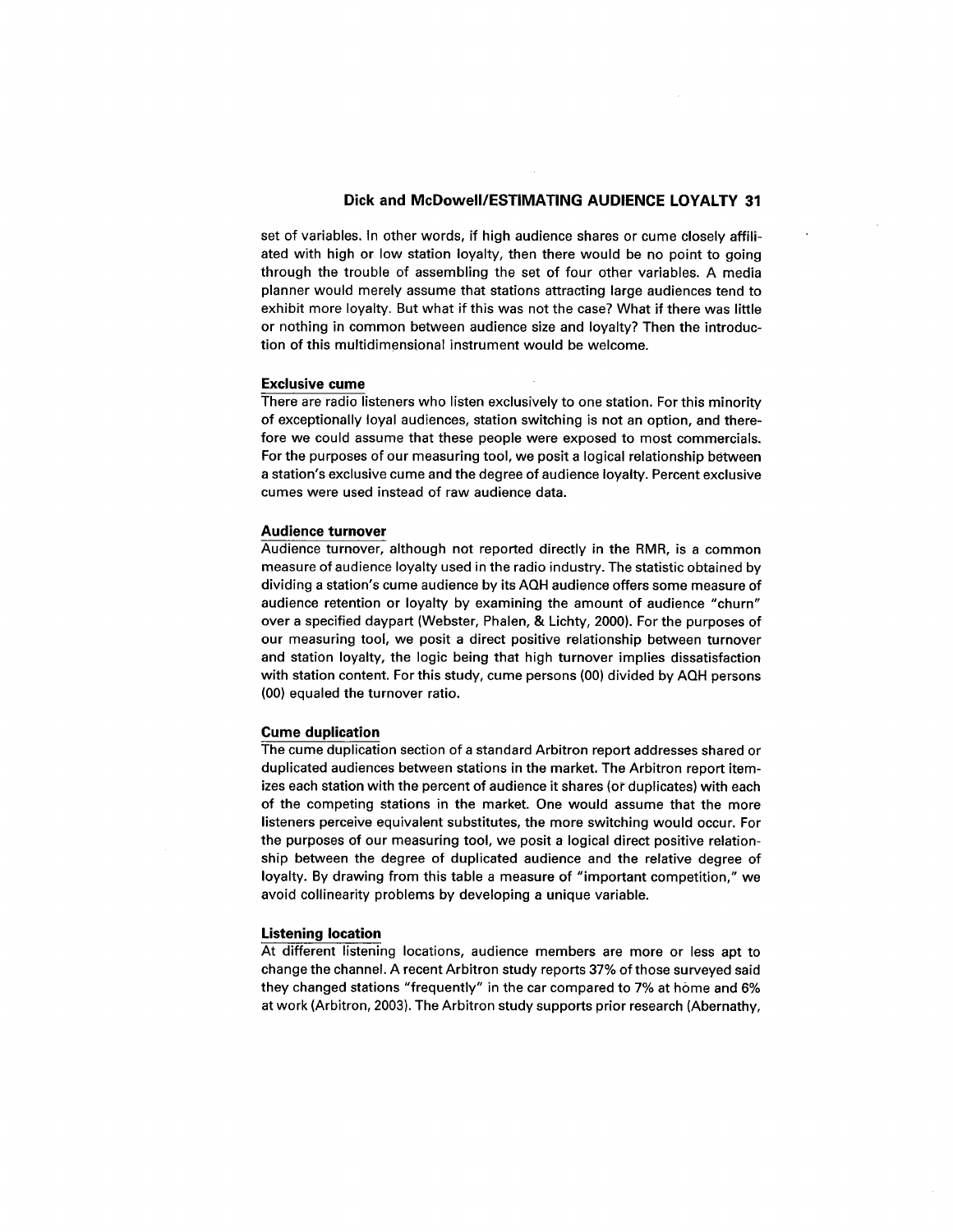set of variables. In other words, if high audience shares or cume closely affiliated with high or low station loyalty, then there would be no point to going through the trouble of assembling the set of four other variables. A media planner would merely assume that stations attracting large audiences tend to exhibit more loyalty. But what if this was not the case? What if there was little or nothing in common between audience size and loyalty? Then the introduction of this multidimensional instrument would be welcome.

### Exclusive cume

There are radio listeners who listen exclusively to one station. For this minority of exceptionally loyal audiences, station switching is not an option, and therefore we could assume that these people were exposed to most commercials. For the purposes of our measuring tool, we posit a logical relationship between a station's exclusive cume and the degree of audience loyalty. Percent exclusive cumes were used instead of raw audience data.

### Audience turnover

Audience turnover, although not reported directly in the RMR, is a common measure of audience loyalty used in the radio industry. The statistic obtained by dividing a station's cume audience by its AQH audience offers some measure of audience retention or loyalty by examining the amount of audience "churn" over a specified daypart (Webster, Phalen, & Lichty, 2000). For the purposes of our measuring tool, we posit a direct positive relationship between turnover and station loyalty, the logic being that high turnover implies dissatisfaction with station content. For this study, cume persons (00) divided by AQH persons (00) equaled the turnover ratio.

### Cume duplication

The cume duplication section of a standard Arbitron report addresses shared or duplicated audiences between stations in the market. The Arbitron report itemizes each station with the percent of audience it shares (or duplicates) with each of the competing stations in the market. One would assume that the more listeners perceive equivalent substitutes, the more switching would occur. For the purposes of our measuring tool, we posit a logical direct positive relationship between the degree of duplicated audience and the relative degree of loyalty. By drawing from this table a measure of "important competition," we avoid collinearity problems by developing a unique variable.

### Listening location

At different listening locations, audience members are more or less apt to change the channel. A recent Arbitron study reports 37% of those surveyed said they changed stations "frequently" in the car compared to 7% at home and 6% at work (Arbitron, 2003). The Arbitron study supports prior research (Abernathy,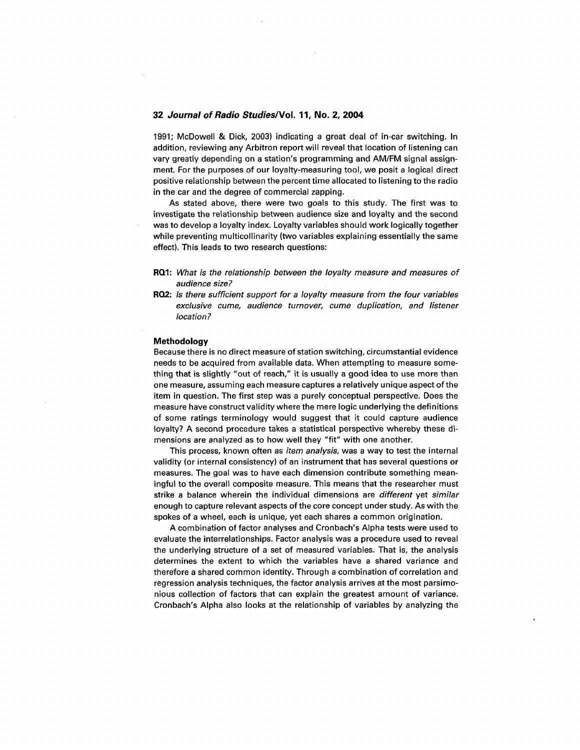1991; McDowell & Dick, 2003) indicating a great deal of in-car switching. In addition, reviewing any Arbitron report will reveal that location of listening can vary greatly depending on a station's programming and AM/FM signal assignment. For the purposes of our loyalty-measuring tool, we posit a logical direct positive relationship between the percent time allocated to listening to the radio in the car and the degree of commercial zapping.

As stated above, there were two goals to this study. The first was to investigate the relationship between audience size and loyalty and the second was to develop a loyalty index. Loyalty variables should work logically together while preventing multicollinearity (two variables explaining essentially the same effect). This leads to two research questions:

**RQ1:** *What is the relationship between the loyalty measure and measures of audience size?*

**RQ2:** *Is there sufficient support for a loyalty measure from the four variables exclusive cume, audience turnover, cume duplication, and listener location?*

### Methodology

Because there is no direct measure of station switching, circumstantial evidence needs to be acquired from available data. When attempting to measure something that is slightly "out of reach," it is usually a good idea to use more than one measure, assuming each measure captures a relatively unique aspect of the item in question. The first step was a purely conceptual perspective. Does the measure have construct validity where the mere logic underlying the definitions of some ratings terminology would suggest that it could capture audience loyalty? A second procedure takes a statistical perspective whereby these dimensions are analyzed as to how well they "fit" with one another.

This process, known often as *item analysis,* was a way to test the internal validity (or internal consistency) of an instrument that has several questions or measures. The goal was to have each dimension contribute something meaningful to the overall composite measure. This means that the researcher must strike a balance wherein the individual dimensions are *different* yet *similar* enough to capture relevant aspects of the core concept under study. As with the spokes of a wheel, each is unique, yet each shares a common origination.

A combination of factor analyses and Cronbach's Alpha tests were used to evaluate the interrelationships. Factor analysis was a procedure used to reveal the underlying structure of a set of measured variables. That is, the analysis determines the extent to which the variables have a shared variance and therefore a shared common identity. Through a combination of correlation and regression analysis techniques, the factor analysis arrives at the most parsimonious collection of factors that can explain the greatest amount of variance. Cronbach's Alpha also looks at the relationship of variables by analyzing the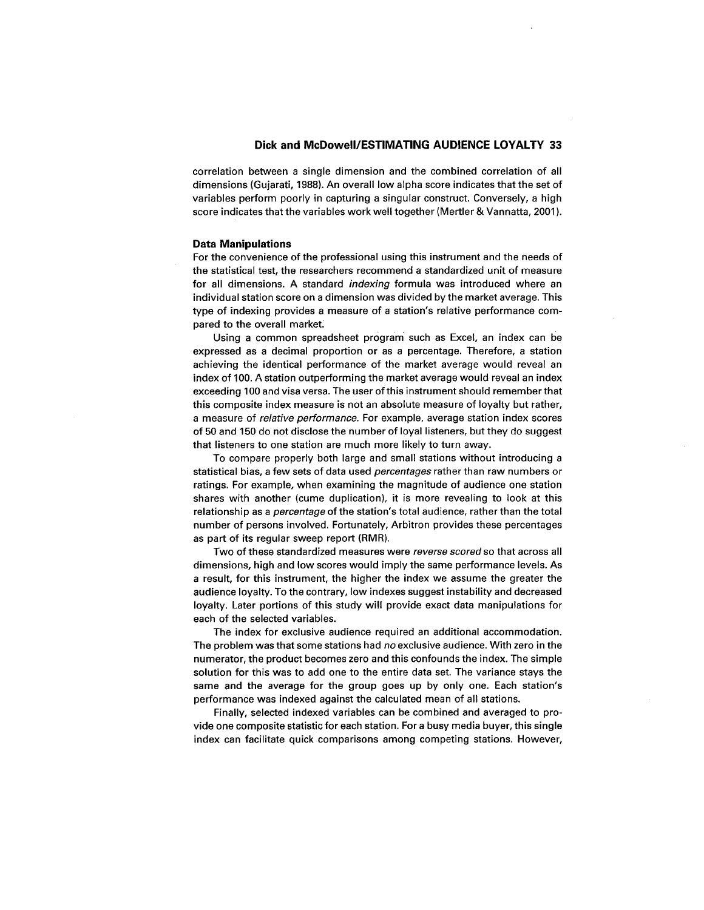correlation between a single dimension and the combined correlation of all dimensions (Gujarati, 1988). An overall low alpha score indicates that the set of variables perform poorly in capturing a singular construct. Conversely, a high score indicates that the variables work well together (Mertler & Vannatta, 2001).

### Data Manipulations

For the convenience of the professional using this instrument and the needs of the statistical test, the researchers recommend a standardized unit of measure for all dimensions. A standard *indexing* formula was introduced where an individual station score on a dimension was divided by the market average. This type of indexing provides a measure of a station's relative performance compared to the overall market.

Using a common spreadsheet program such as Excel, an index can be expressed as a decimal proportion or as a percentage. Therefore, a station achieving the identical performance of the market average would reveal an index of 100. A station outperforming the market average would reveal an index exceeding 100 and visa versa. The user of this instrument should remember that this composite index measure is not an absolute measure of loyalty but rather, a measure of *relative performance.* For example, average station index scores of 50 and 150 do not disclose the number of loyal listeners, but they do suggest that listeners to one station are much more likely to turn away.

To compare properly both large and small stations without introducing a statistical bias, a few sets of data used *percentages* rather than raw numbers or ratings. For example, when examining the magnitude of audience one station shares with another (cume duplication), it is more revealing to look at this relationship as a *percentage* of the station's total audience, rather than the total number of persons involved. Fortunately, Arbitron provides these percentages as part of its regular sweep report (RMR).

Two of these standardized measures were *reverse scored* so that across all dimensions, high and low scores would imply the same performance levels. As a result, for this instrument, the higher the index we assume the greater the audience loyalty. To the contrary, low indexes suggest instability and decreased loyalty. Later portions of this study will provide exact data manipulations for each of the selected variables.

The index for exclusive audience required an additional accommodation. The problem was that some stations had *no* exclusive audience. With zero in the numerator, the product becomes zero and this confounds the index. The simple solution for this was to add one to the entire data set. The variance stays the same and the average for the group goes up by only one. Each station's performance was indexed against the calculated mean of all stations.

Finally, selected indexed variables can be combined and averaged to provide one composite statistic for each station. For a busy media buyer, this single index can facilitate quick comparisons among competing stations. However,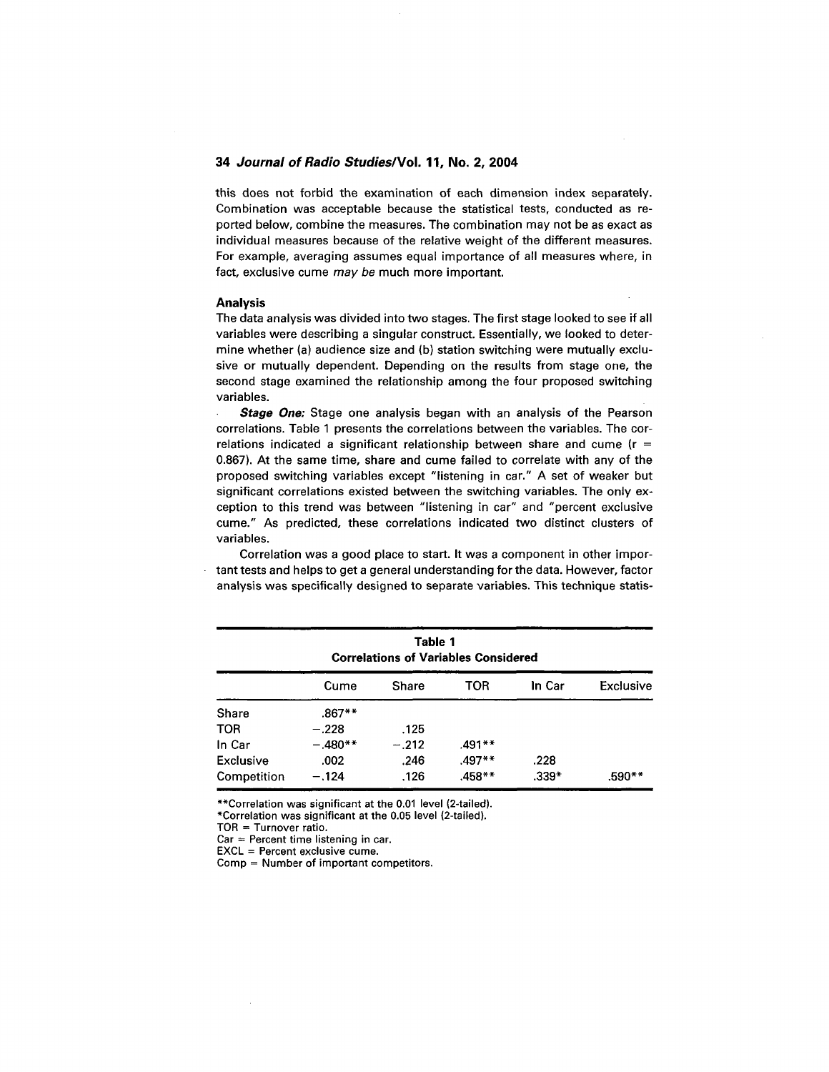this does not forbid the examination of each dimension index separately. Combination was acceptable because the statistical tests, conducted as reported below, combine the measures. The combination may not be as exact as individual measures because of the relative weight of the different measures. For example, averaging assumes equal importance of all measures where, in fact, exclusive cume *may be* much more important.

### Analysis

The data analysis was divided into two stages. The first stage looked to see if all variables were describing a singular construct. Essentially, we looked to determine whether (a) audience size and (b) station switching were mutually exclusive or mutually dependent. Depending on the results from stage one, the second stage examined the relationship among the four proposed switching variables.

***Stage One:*** Stage one analysis began with an analysis of the Pearson correlations. Table 1 presents the correlations between the variables. The correlations indicated a significant relationship between share and cume ($r = 0.867$). At the same time, share and cume failed to correlate with any of the proposed switching variables except "listening in car." A set of weaker but significant correlations existed between the switching variables. The only exception to this trend was between "listening in car" and "percent exclusive cume." As predicted, these correlations indicated two distinct clusters of variables.

Correlation was a good place to start. It was a component in other important tests and helps to get a general understanding for the data. However, factor analysis was specifically designed to separate variables. This technique statis-

**Table 1**
**Correlations of Variables Considered**

| | Cume | Share | TOR | In Car | Exclusive |
|---|---|---|---|---|---|
| Share | .867** | | | | |
| TOR | −.228 | .125 | | | |
| In Car | −.480** | −.212 | .491** | | |
| Exclusive | .002 | .246 | .497** | .228 | |
| Competition | −.124 | .126 | .458** | .339* | .590** |

**Correlation was significant at the 0.01 level (2-tailed).
*Correlation was significant at the 0.05 level (2-tailed).
TOR = Turnover ratio.
Car = Percent time listening in car.
EXCL = Percent exclusive cume.
Comp = Number of important competitors.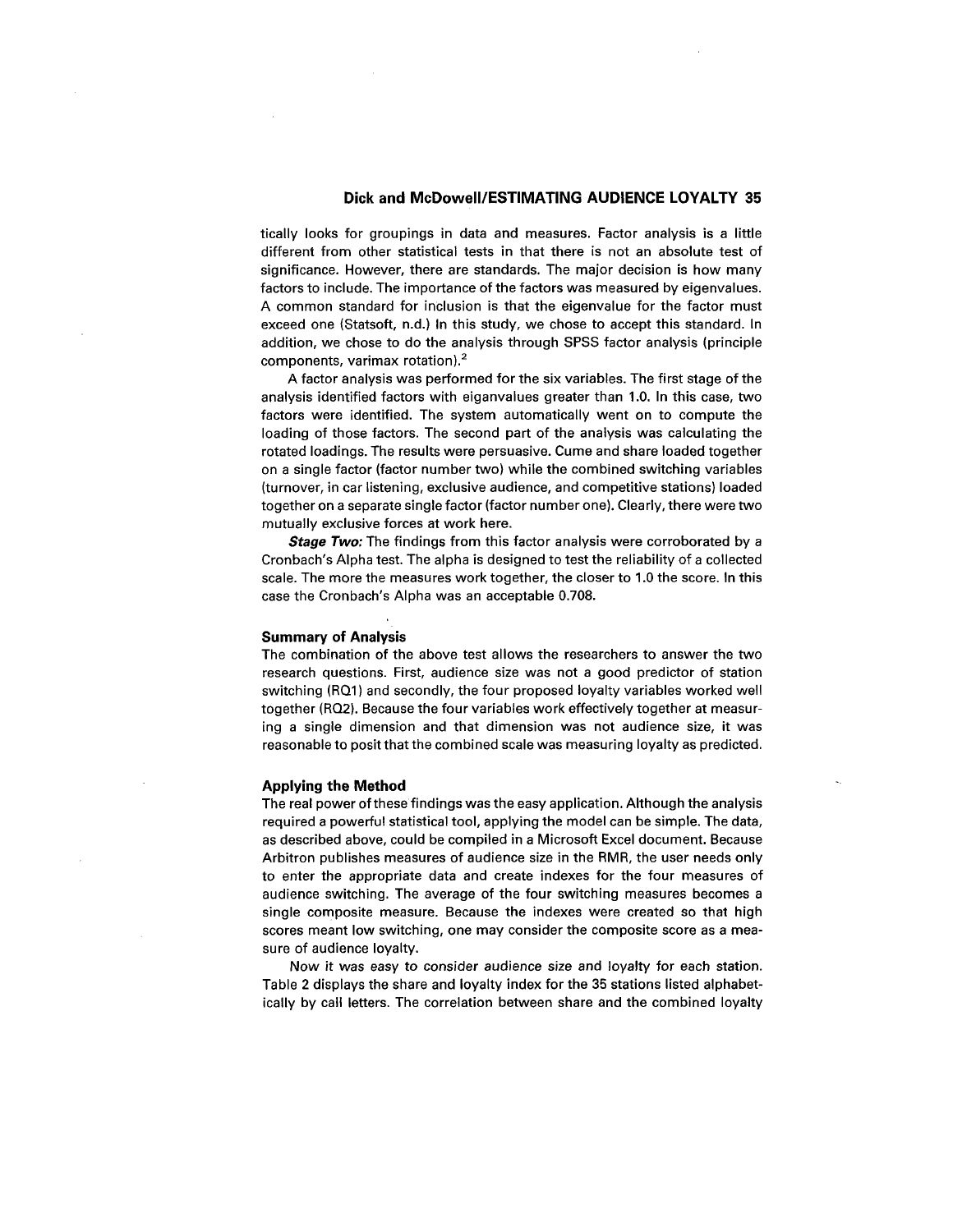tically looks for groupings in data and measures. Factor analysis is a little different from other statistical tests in that there is not an absolute test of significance. However, there are standards. The major decision is how many factors to include. The importance of the factors was measured by eigenvalues. A common standard for inclusion is that the eigenvalue for the factor must exceed one (Statsoft, n.d.) In this study, we chose to accept this standard. In addition, we chose to do the analysis through SPSS factor analysis (principle components, varimax rotation).[2]

A factor analysis was performed for the six variables. The first stage of the analysis identified factors with eiganvalues greater than 1.0. In this case, two factors were identified. The system automatically went on to compute the loading of those factors. The second part of the analysis was calculating the rotated loadings. The results were persuasive. Cume and share loaded together on a single factor (factor number two) while the combined switching variables (turnover, in car listening, exclusive audience, and competitive stations) loaded together on a separate single factor (factor number one). Clearly, there were two mutually exclusive forces at work here.

***Stage Two:*** The findings from this factor analysis were corroborated by a Cronbach's Alpha test. The alpha is designed to test the reliability of a collected scale. The more the measures work together, the closer to 1.0 the score. In this case the Cronbach's Alpha was an acceptable 0.708.

### Summary of Analysis

The combination of the above test allows the researchers to answer the two research questions. First, audience size was not a good predictor of station switching (RQ1) and secondly, the four proposed loyalty variables worked well together (RQ2). Because the four variables work effectively together at measuring a single dimension and that dimension was not audience size, it was reasonable to posit that the combined scale was measuring loyalty as predicted.

### Applying the Method

The real power of these findings was the easy application. Although the analysis required a powerful statistical tool, applying the model can be simple. The data, as described above, could be compiled in a Microsoft Excel document. Because Arbitron publishes measures of audience size in the RMR, the user needs only to enter the appropriate data and create indexes for the four measures of audience switching. The average of the four switching measures becomes a single composite measure. Because the indexes were created so that high scores meant low switching, one may consider the composite score as a measure of audience loyalty.

Now it was easy to consider audience size and loyalty for each station. Table 2 displays the share and loyalty index for the 35 stations listed alphabetically by call letters. The correlation between share and the combined loyalty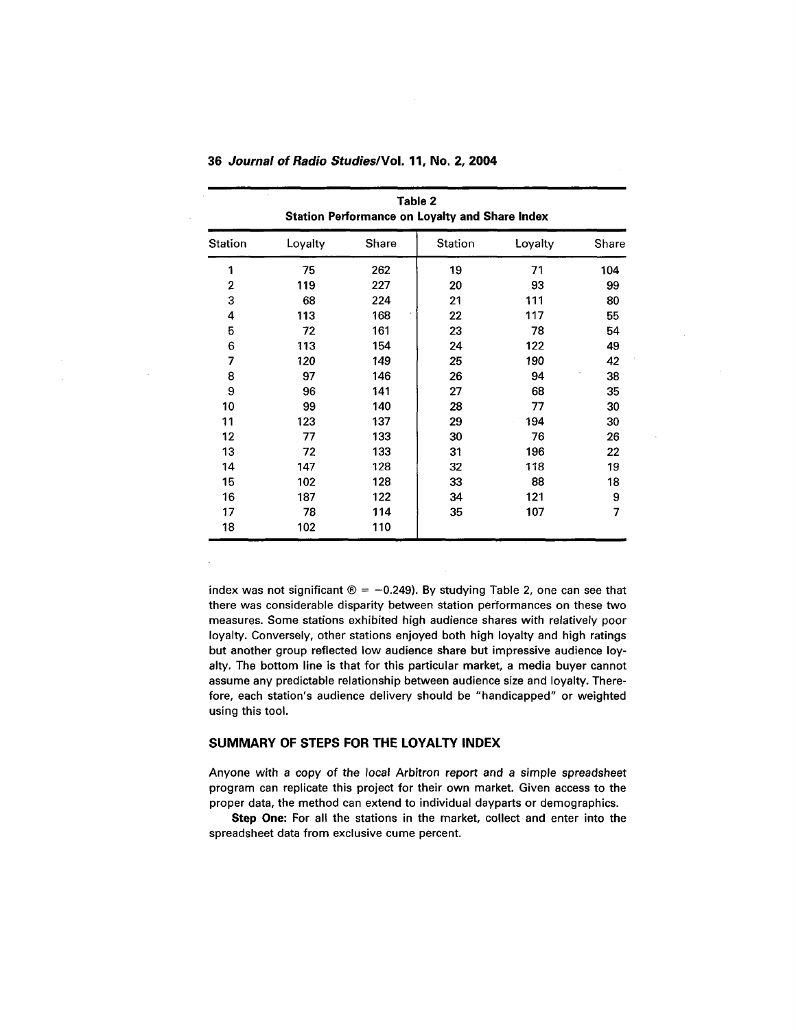**Table 2**
**Station Performance on Loyalty and Share Index**

| Station | Loyalty | Share | Station | Loyalty | Share |
|---|---|---|---|---|---|
| 1 | 75 | 262 | 19 | 71 | 104 |
| 2 | 119 | 227 | 20 | 93 | 99 |
| 3 | 68 | 224 | 21 | 111 | 80 |
| 4 | 113 | 168 | 22 | 117 | 55 |
| 5 | 72 | 161 | 23 | 78 | 54 |
| 6 | 113 | 154 | 24 | 122 | 49 |
| 7 | 120 | 149 | 25 | 190 | 42 |
| 8 | 97 | 146 | 26 | 94 | 38 |
| 9 | 96 | 141 | 27 | 68 | 35 |
| 10 | 99 | 140 | 28 | 77 | 30 |
| 11 | 123 | 137 | 29 | 194 | 30 |
| 12 | 77 | 133 | 30 | 76 | 26 |
| 13 | 72 | 133 | 31 | 196 | 22 |
| 14 | 147 | 128 | 32 | 118 | 19 |
| 15 | 102 | 128 | 33 | 88 | 18 |
| 16 | 187 | 122 | 34 | 121 | 9 |
| 17 | 78 | 114 | 35 | 107 | 7 |
| 18 | 102 | 110 | | | |

index was not significant ® = −0.249). By studying Table 2, one can see that there was considerable disparity between station performances on these two measures. Some stations exhibited high audience shares with relatively poor loyalty. Conversely, other stations enjoyed both high loyalty and high ratings but another group reflected low audience share but impressive audience loyalty. The bottom line is that for this particular market, a media buyer cannot assume any predictable relationship between audience size and loyalty. Therefore, each station's audience delivery should be "handicapped" or weighted using this tool.

## SUMMARY OF STEPS FOR THE LOYALTY INDEX

Anyone with a copy of the local Arbitron report and a simple spreadsheet program can replicate this project for their own market. Given access to the proper data, the method can extend to individual dayparts or demographics.

**Step One:** For all the stations in the market, collect and enter into the spreadsheet data from exclusive cume percent.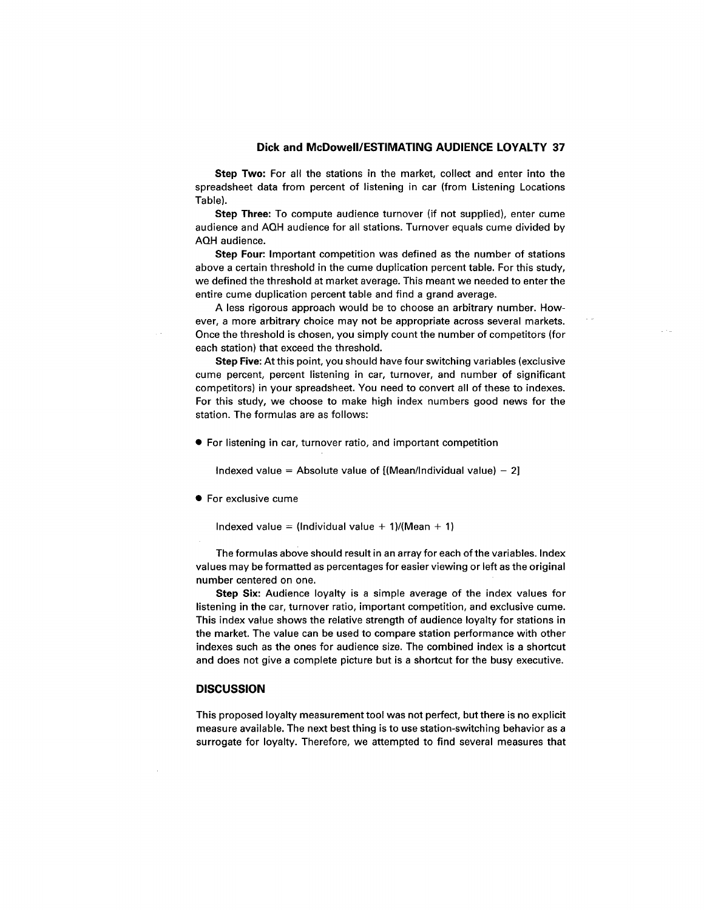**Step Two:** For all the stations in the market, collect and enter into the spreadsheet data from percent of listening in car (from Listening Locations Table).

**Step Three:** To compute audience turnover (if not supplied), enter cume audience and AQH audience for all stations. Turnover equals cume divided by AQH audience.

**Step Four:** Important competition was defined as the number of stations above a certain threshold in the cume duplication percent table. For this study, we defined the threshold at market average. This meant we needed to enter the entire cume duplication percent table and find a grand average.

A less rigorous approach would be to choose an arbitrary number. However, a more arbitrary choice may not be appropriate across several markets. Once the threshold is chosen, you simply count the number of competitors (for each station) that exceed the threshold.

**Step Five:** At this point, you should have four switching variables (exclusive cume percent, percent listening in car, turnover, and number of significant competitors) in your spreadsheet. You need to convert all of these to indexes. For this study, we choose to make high index numbers good news for the station. The formulas are as follows:

- For listening in car, turnover ratio, and important competition

  Indexed value = Absolute value of [(Mean/Individual value) − 2]

- For exclusive cume

  Indexed value = (Individual value + 1)/(Mean + 1)

The formulas above should result in an array for each of the variables. Index values may be formatted as percentages for easier viewing or left as the original number centered on one.

**Step Six:** Audience loyalty is a simple average of the index values for listening in the car, turnover ratio, important competition, and exclusive cume. This index value shows the relative strength of audience loyalty for stations in the market. The value can be used to compare station performance with other indexes such as the ones for audience size. The combined index is a shortcut and does not give a complete picture but is a shortcut for the busy executive.

## DISCUSSION

This proposed loyalty measurement tool was not perfect, but there is no explicit measure available. The next best thing is to use station-switching behavior as a surrogate for loyalty. Therefore, we attempted to find several measures that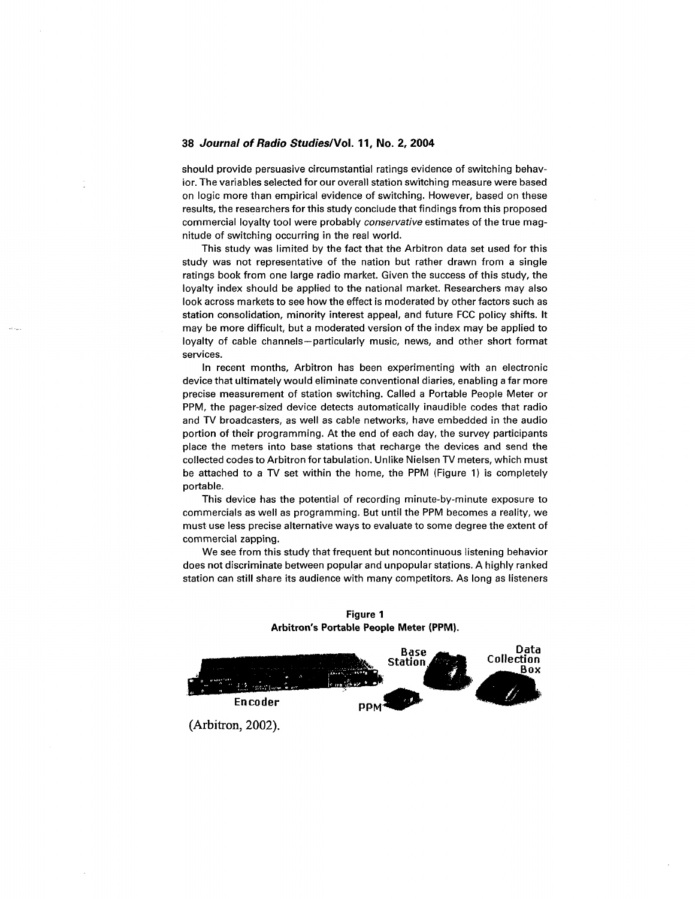should provide persuasive circumstantial ratings evidence of switching behavior. The variables selected for our overall station switching measure were based on logic more than empirical evidence of switching. However, based on these results, the researchers for this study conclude that findings from this proposed commercial loyalty tool were probably *conservative* estimates of the true magnitude of switching occurring in the real world.

This study was limited by the fact that the Arbitron data set used for this study was not representative of the nation but rather drawn from a single ratings book from one large radio market. Given the success of this study, the loyalty index should be applied to the national market. Researchers may also look across markets to see how the effect is moderated by other factors such as station consolidation, minority interest appeal, and future FCC policy shifts. It may be more difficult, but a moderated version of the index may be applied to loyalty of cable channels—particularly music, news, and other short format services.

In recent months, Arbitron has been experimenting with an electronic device that ultimately would eliminate conventional diaries, enabling a far more precise measurement of station switching. Called a Portable People Meter or PPM, the pager-sized device detects automatically inaudible codes that radio and TV broadcasters, as well as cable networks, have embedded in the audio portion of their programming. At the end of each day, the survey participants place the meters into base stations that recharge the devices and send the collected codes to Arbitron for tabulation. Unlike Nielsen TV meters, which must be attached to a TV set within the home, the PPM (Figure 1) is completely portable.

This device has the potential of recording minute-by-minute exposure to commercials as well as programming. But until the PPM becomes a reality, we must use less precise alternative ways to evaluate to some degree the extent of commercial zapping.

We see from this study that frequent but noncontinuous listening behavior does not discriminate between popular and unpopular stations. A highly ranked station can still share its audience with many competitors. As long as listeners

**Figure 1**
**Arbitron's Portable People Meter (PPM).**

Encoder

PPM

Base Station

Data Collection Box

(Arbitron, 2002).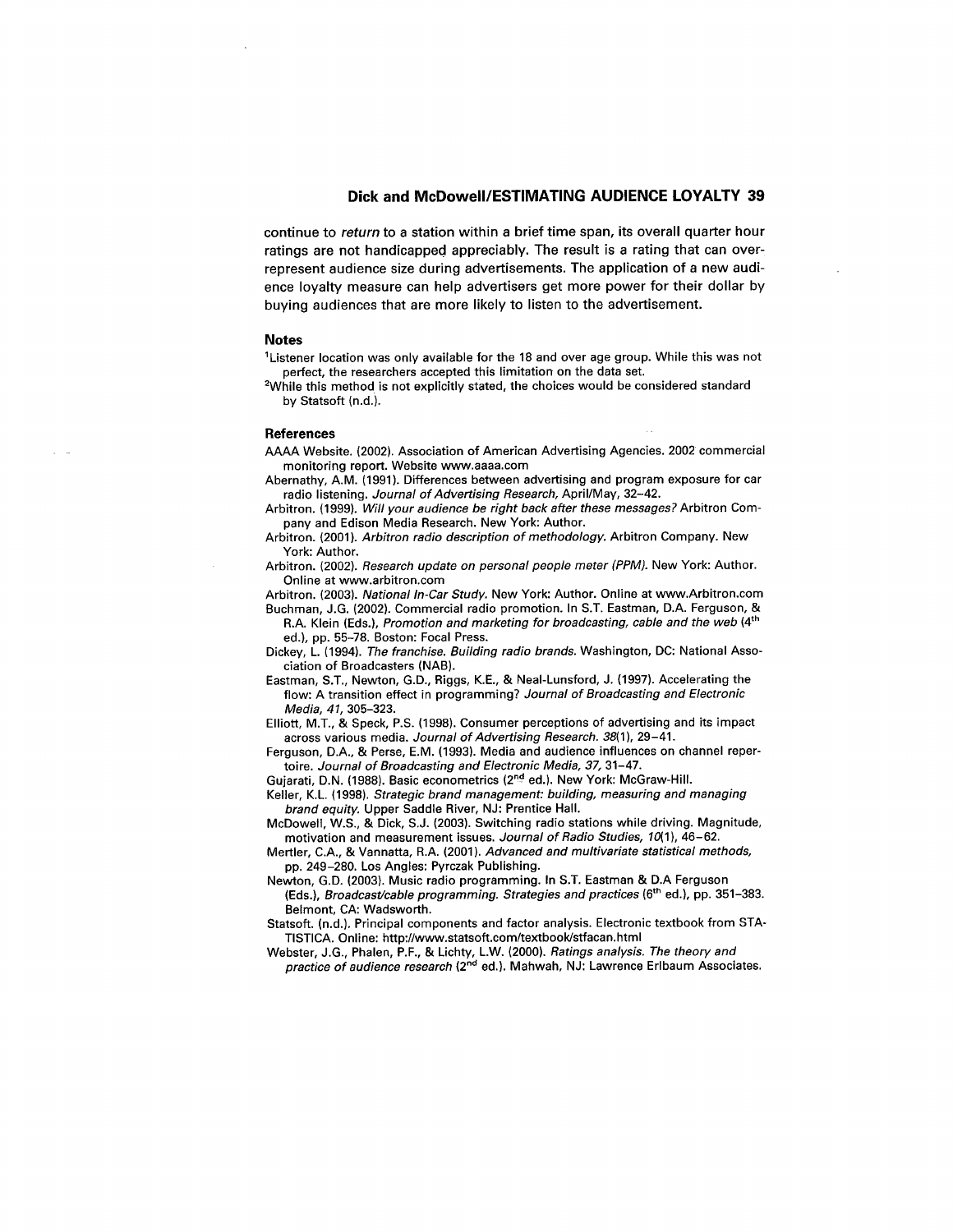continue to *return* to a station within a brief time span, its overall quarter hour ratings are not handicapped appreciably. The result is a rating that can over-represent audience size during advertisements. The application of a new audience loyalty measure can help advertisers get more power for their dollar by buying audiences that are more likely to listen to the advertisement.

### Notes

[1]Listener location was only available for the 18 and over age group. While this was not perfect, the researchers accepted this limitation on the data set.

[2]While this method is not explicitly stated, the choices would be considered standard by Statsoft (n.d.).

### References

AAAA Website. (2002). Association of American Advertising Agencies. 2002 commercial monitoring report. Website www.aaaa.com

Abernathy, A.M. (1991). Differences between advertising and program exposure for car radio listening. *Journal of Advertising Research,* April/May, 32–42.

Arbitron. (1999). *Will your audience be right back after these messages?* Arbitron Company and Edison Media Research. New York: Author.

Arbitron. (2001). *Arbitron radio description of methodology.* Arbitron Company. New York: Author.

Arbitron. (2002). *Research update on personal people meter (PPM).* New York: Author. Online at www.arbitron.com

Arbitron. (2003). *National In-Car Study.* New York: Author. Online at www.Arbitron.com

Buchman, J.G. (2002). Commercial radio promotion. In S.T. Eastman, D.A. Ferguson, & R.A. Klein (Eds.), *Promotion and marketing for broadcasting, cable and the web* (4th ed.), pp. 55–78. Boston: Focal Press.

Dickey, L. (1994). *The franchise. Building radio brands.* Washington, DC: National Association of Broadcasters (NAB).

Eastman, S.T., Newton, G.D., Riggs, K.E., & Neal-Lunsford, J. (1997). Accelerating the flow: A transition effect in programming? *Journal of Broadcasting and Electronic Media, 41,* 305–323.

Elliott, M.T., & Speck, P.S. (1998). Consumer perceptions of advertising and its impact across various media. *Journal of Advertising Research. 38*(1), 29–41.

Ferguson, D.A., & Perse, E.M. (1993). Media and audience influences on channel repertoire. *Journal of Broadcasting and Electronic Media, 37,* 31–47.

Gujarati, D.N. (1988). Basic econometrics (2nd ed.). New York: McGraw-Hill.

Keller, K.L. (1998). *Strategic brand management: building, measuring and managing brand equity.* Upper Saddle River, NJ: Prentice Hall.

McDowell, W.S., & Dick, S.J. (2003). Switching radio stations while driving. Magnitude, motivation and measurement issues. *Journal of Radio Studies, 10*(1), 46–62.

Mertler, C.A., & Vannatta, R.A. (2001). *Advanced and multivariate statistical methods,* pp. 249–280. Los Angles: Pyrczak Publishing.

Newton, G.D. (2003). Music radio programming. In S.T. Eastman & D.A Ferguson (Eds.), *Broadcast/cable programming. Strategies and practices* (6th ed.), pp. 351–383. Belmont, CA: Wadsworth.

Statsoft. (n.d.). Principal components and factor analysis. Electronic textbook from STATISTICA. Online: http://www.statsoft.com/textbook/stfacan.html

Webster, J.G., Phalen, P.F., & Lichty, L.W. (2000). *Ratings analysis. The theory and practice of audience research* (2nd ed.). Mahwah, NJ: Lawrence Erlbaum Associates.